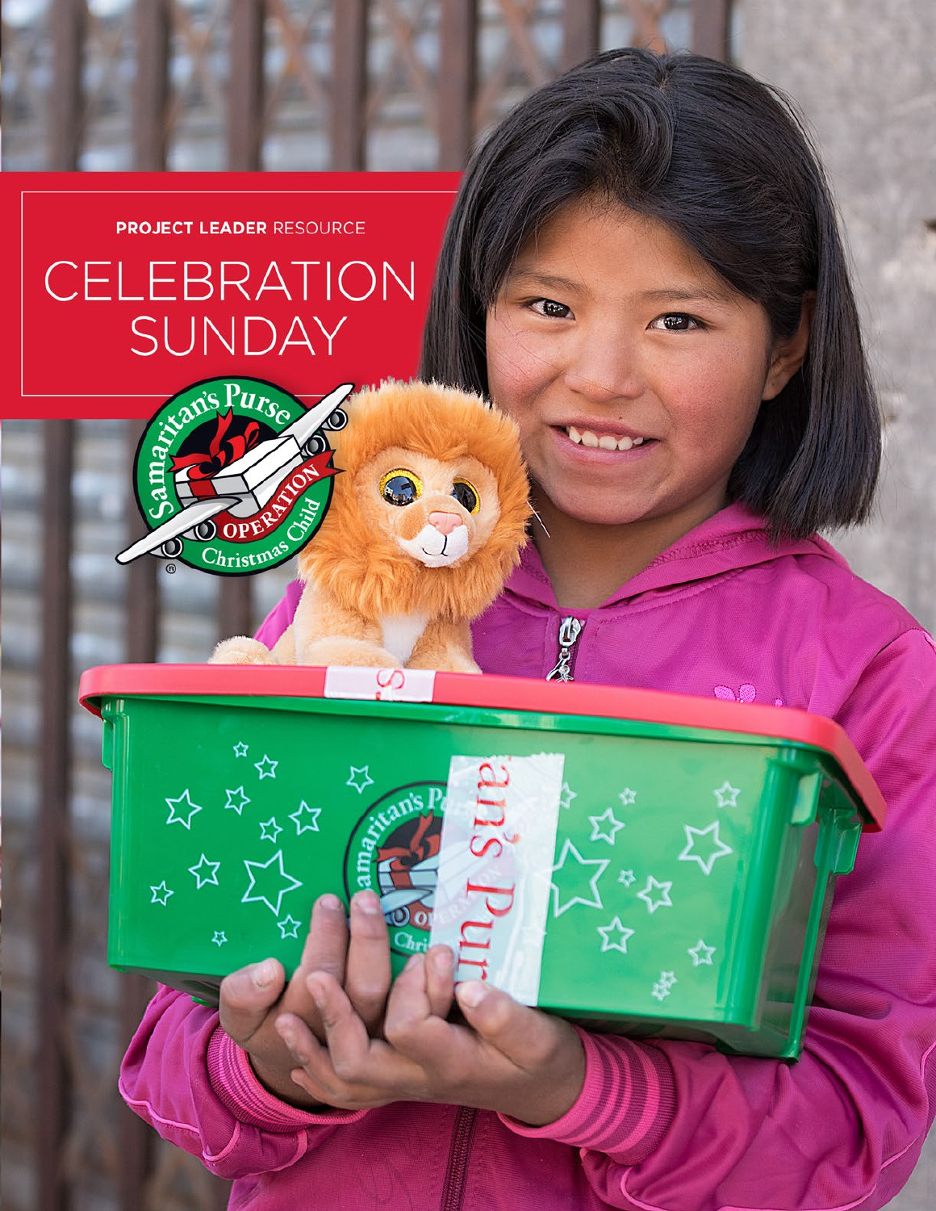**PROJECT LEADER** RESOURCE

# CELEBRATION SUNDAY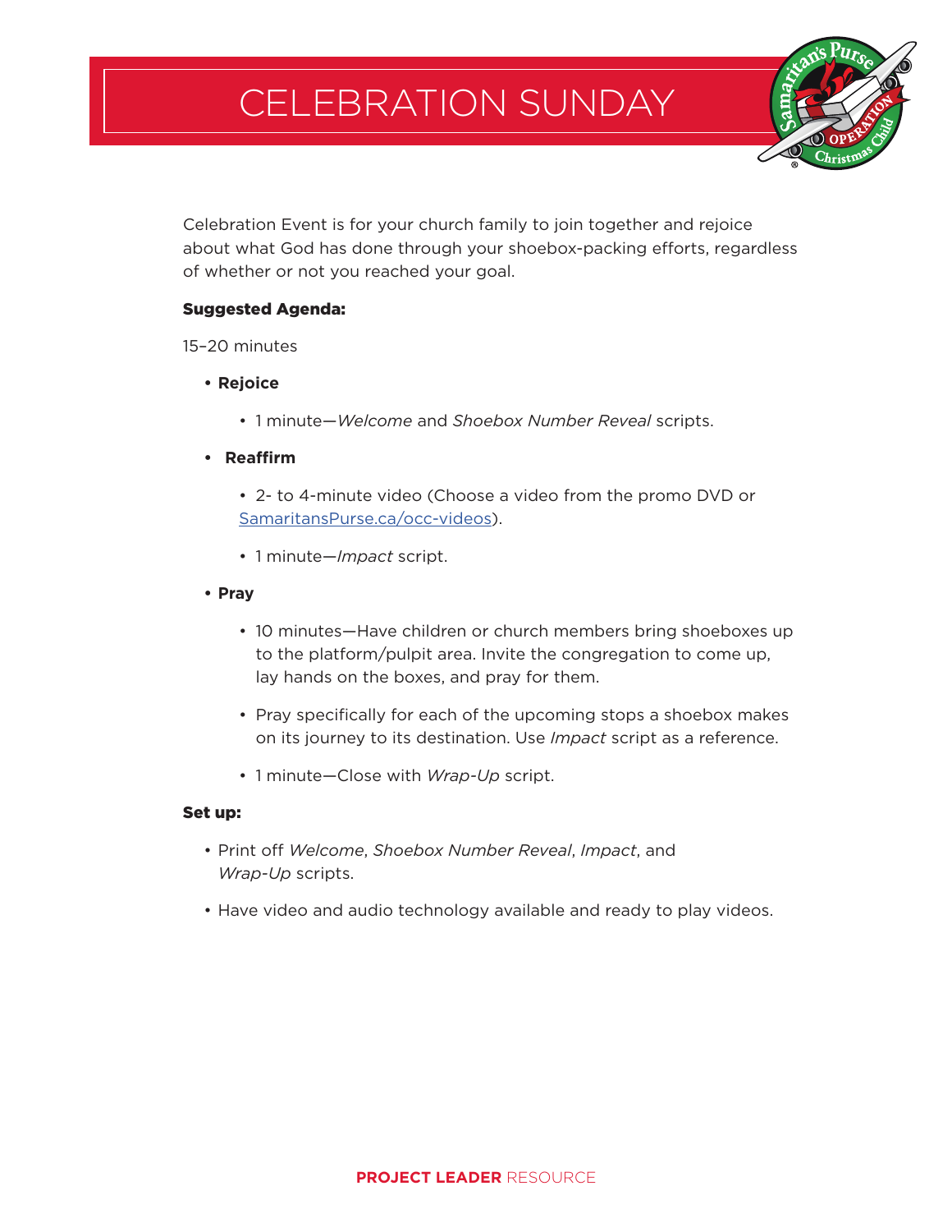# CELEBRATION SUNDAY

Celebration Event is for your church family to join together and rejoice about what God has done through your shoebox-packing efforts, regardless of whether or not you reached your goal.

**Suggested Agenda:**

15–20 minutes

- **Rejoice**
  - 1 minute—*Welcome* and *Shoebox Number Reveal* scripts.
- **Reaffirm**
  - 2- to 4-minute video (Choose a video from the promo DVD or SamaritansPurse.ca/occ-videos).
  - 1 minute—*Impact* script.
- **Pray**
  - 10 minutes—Have children or church members bring shoeboxes up to the platform/pulpit area. Invite the congregation to come up, lay hands on the boxes, and pray for them.
  - Pray specifically for each of the upcoming stops a shoebox makes on its journey to its destination. Use *Impact* script as a reference.
  - 1 minute—Close with *Wrap-Up* script.

**Set up:**

- Print off *Welcome*, *Shoebox Number Reveal*, *Impact*, and *Wrap-Up* scripts.
- Have video and audio technology available and ready to play videos.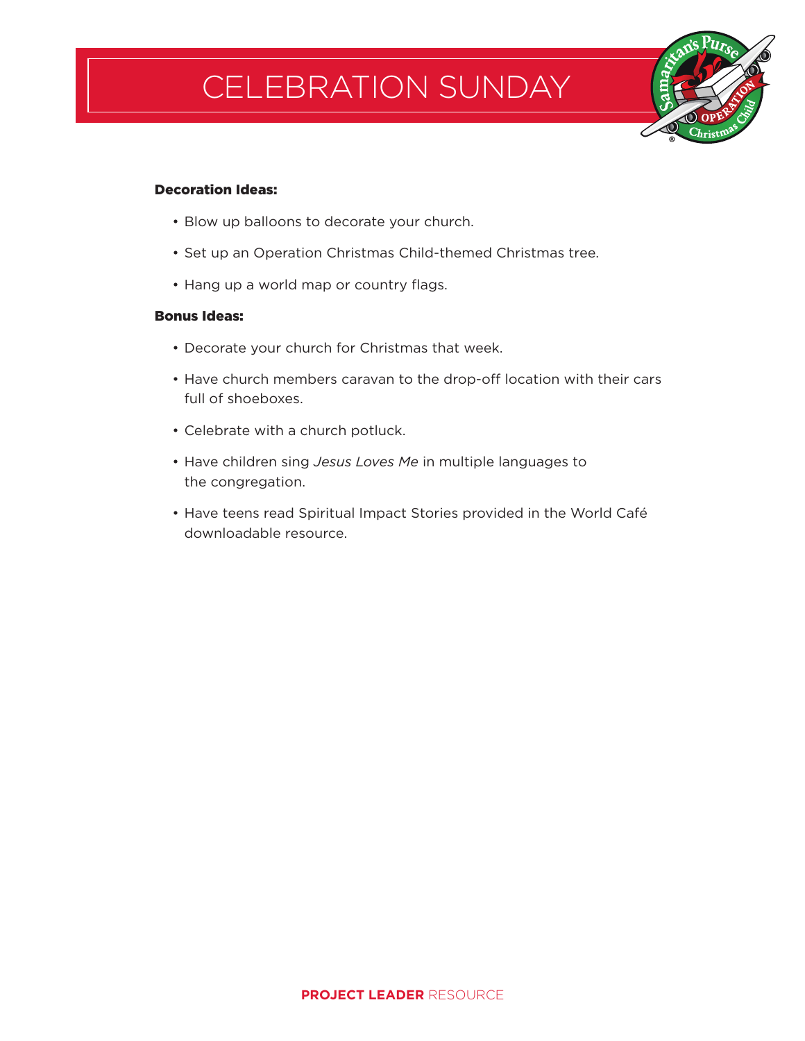# CELEBRATION SUNDAY

**Decoration Ideas:**

- Blow up balloons to decorate your church.
- Set up an Operation Christmas Child-themed Christmas tree.
- Hang up a world map or country flags.

**Bonus Ideas:**

- Decorate your church for Christmas that week.
- Have church members caravan to the drop-off location with their cars full of shoeboxes.
- Celebrate with a church potluck.
- Have children sing *Jesus Loves Me* in multiple languages to the congregation.
- Have teens read Spiritual Impact Stories provided in the World Café downloadable resource.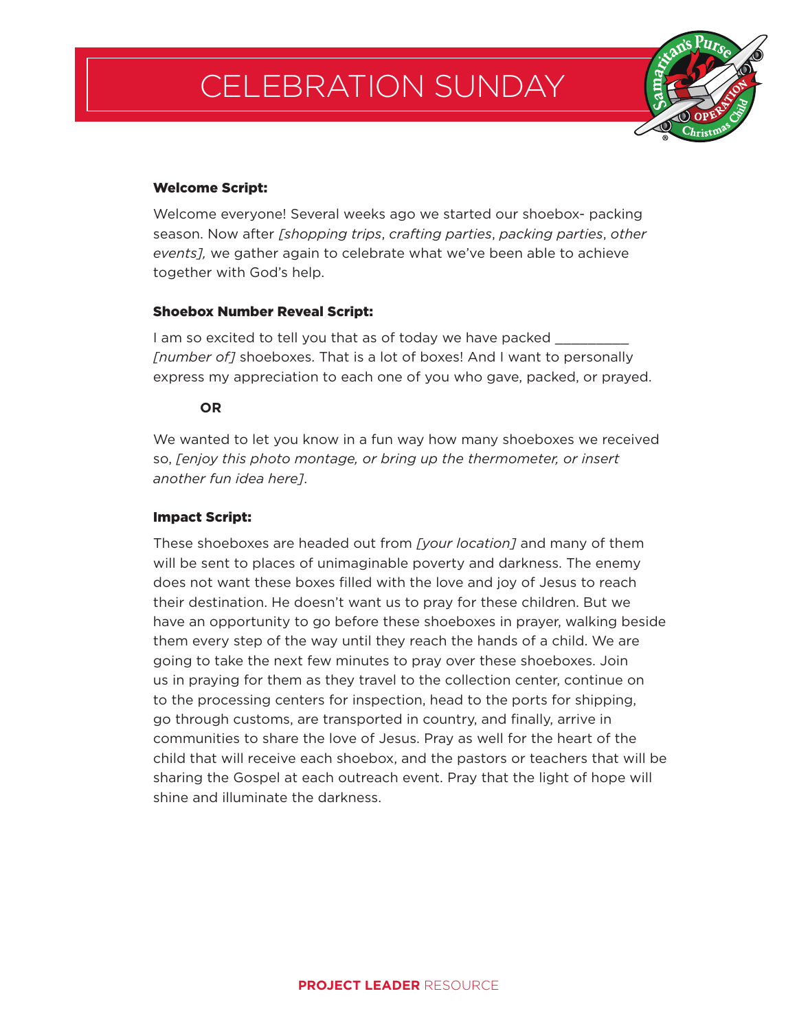# CELEBRATION SUNDAY

**Welcome Script:**

Welcome everyone! Several weeks ago we started our shoebox- packing season. Now after *[shopping trips*, *crafting parties*, *packing parties*, *other events],* we gather again to celebrate what we've been able to achieve together with God's help.

**Shoebox Number Reveal Script:**

I am so excited to tell you that as of today we have packed _________ *[number of]* shoeboxes. That is a lot of boxes! And I want to personally express my appreciation to each one of you who gave, packed, or prayed.

**OR**

We wanted to let you know in a fun way how many shoeboxes we received so, *[enjoy this photo montage, or bring up the thermometer, or insert another fun idea here]*.

**Impact Script:**

These shoeboxes are headed out from *[your location]* and many of them will be sent to places of unimaginable poverty and darkness. The enemy does not want these boxes filled with the love and joy of Jesus to reach their destination. He doesn't want us to pray for these children. But we have an opportunity to go before these shoeboxes in prayer, walking beside them every step of the way until they reach the hands of a child. We are going to take the next few minutes to pray over these shoeboxes. Join us in praying for them as they travel to the collection center, continue on to the processing centers for inspection, head to the ports for shipping, go through customs, are transported in country, and finally, arrive in communities to share the love of Jesus. Pray as well for the heart of the child that will receive each shoebox, and the pastors or teachers that will be sharing the Gospel at each outreach event. Pray that the light of hope will shine and illuminate the darkness.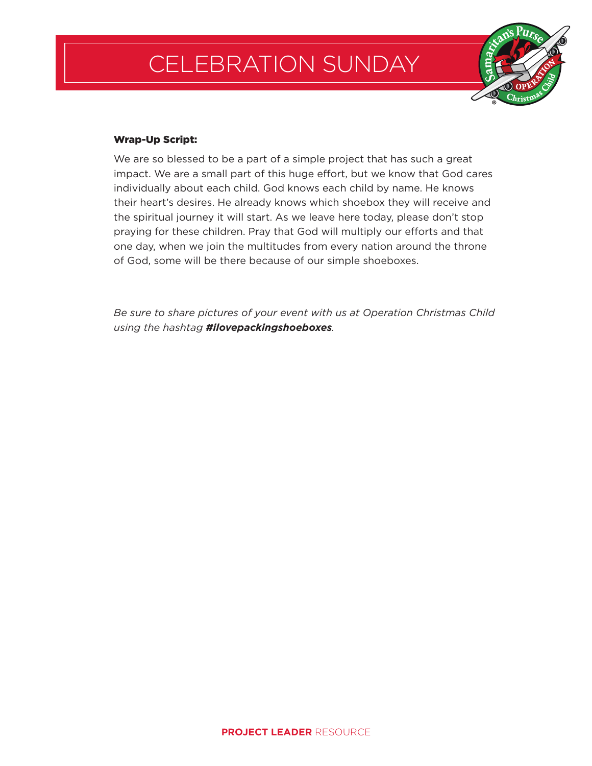# CELEBRATION SUNDAY

**Wrap-Up Script:**

We are so blessed to be a part of a simple project that has such a great impact. We are a small part of this huge effort, but we know that God cares individually about each child. God knows each child by name. He knows their heart's desires. He already knows which shoebox they will receive and the spiritual journey it will start. As we leave here today, please don't stop praying for these children. Pray that God will multiply our efforts and that one day, when we join the multitudes from every nation around the throne of God, some will be there because of our simple shoeboxes.

*Be sure to share pictures of your event with us at Operation Christmas Child using the hashtag **#ilovepackingshoeboxes**.*